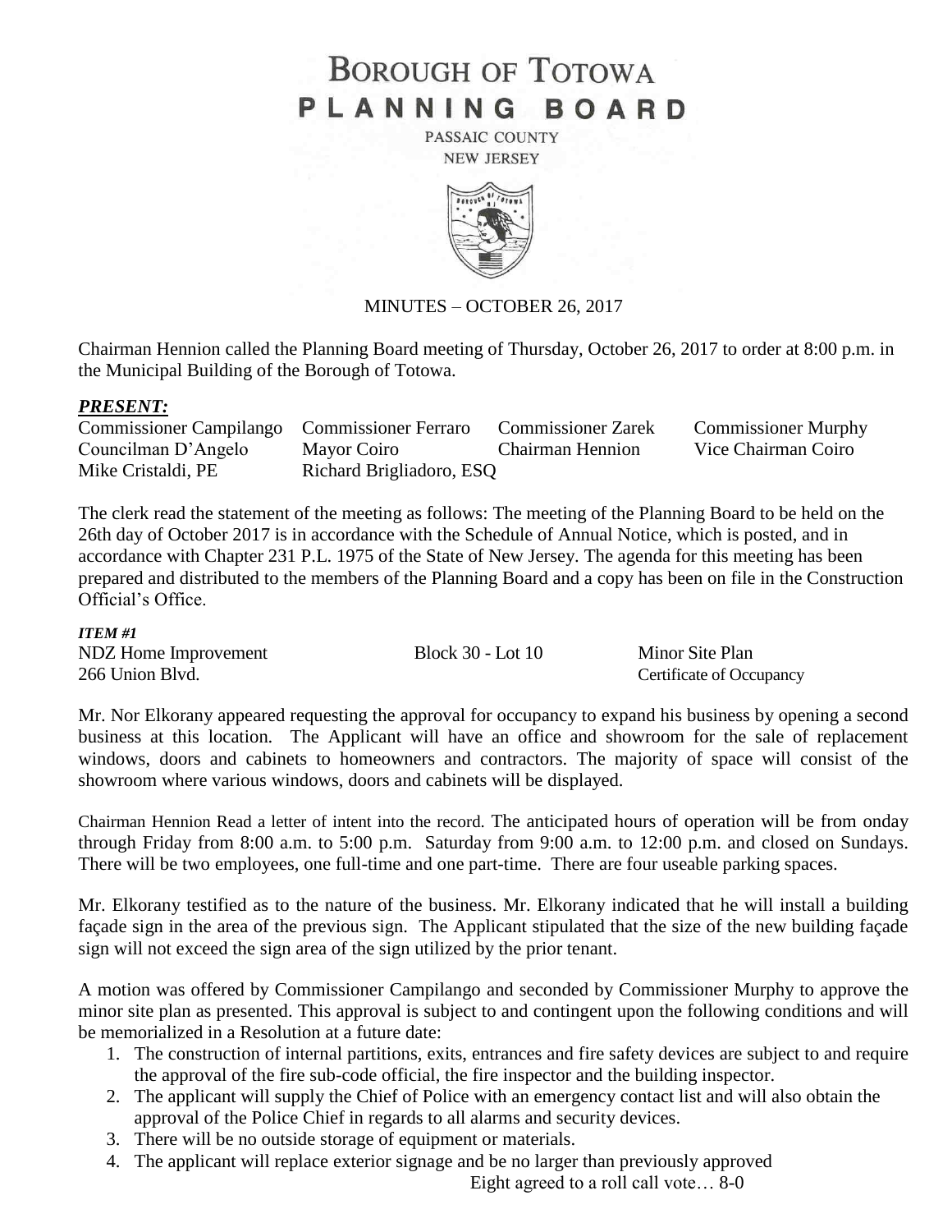# BOROUGH OF TOTOWA
# PLANNING BOARD

PASSAIC COUNTY
NEW JERSEY

MINUTES – OCTOBER 26, 2017

Chairman Hennion called the Planning Board meeting of Thursday, October 26, 2017 to order at 8:00 p.m. in the Municipal Building of the Borough of Totowa.

***PRESENT:***

| | | | |
|---|---|---|---|
| Commissioner Campilango | Commissioner Ferraro | Commissioner Zarek | Commissioner Murphy |
| Councilman D'Angelo | Mayor Coiro | Chairman Hennion | Vice Chairman Coiro |
| Mike Cristaldi, PE | Richard Brigliadoro, ESQ | | |

The clerk read the statement of the meeting as follows: The meeting of the Planning Board to be held on the 26th day of October 2017 is in accordance with the Schedule of Annual Notice, which is posted, and in accordance with Chapter 231 P.L. 1975 of the State of New Jersey. The agenda for this meeting has been prepared and distributed to the members of the Planning Board and a copy has been on file in the Construction Official's Office.

***ITEM #1***

| | | |
|---|---|---|
| NDZ Home Improvement | Block 30 - Lot 10 | Minor Site Plan |
| 266 Union Blvd. | | Certificate of Occupancy |

Mr. Nor Elkorany appeared requesting the approval for occupancy to expand his business by opening a second business at this location. The Applicant will have an office and showroom for the sale of replacement windows, doors and cabinets to homeowners and contractors. The majority of space will consist of the showroom where various windows, doors and cabinets will be displayed.

Chairman Hennion Read a letter of intent into the record. The anticipated hours of operation will be from onday through Friday from 8:00 a.m. to 5:00 p.m. Saturday from 9:00 a.m. to 12:00 p.m. and closed on Sundays. There will be two employees, one full-time and one part-time. There are four useable parking spaces.

Mr. Elkorany testified as to the nature of the business. Mr. Elkorany indicated that he will install a building façade sign in the area of the previous sign. The Applicant stipulated that the size of the new building façade sign will not exceed the sign area of the sign utilized by the prior tenant.

A motion was offered by Commissioner Campilango and seconded by Commissioner Murphy to approve the minor site plan as presented. This approval is subject to and contingent upon the following conditions and will be memorialized in a Resolution at a future date:

1. The construction of internal partitions, exits, entrances and fire safety devices are subject to and require the approval of the fire sub-code official, the fire inspector and the building inspector.
2. The applicant will supply the Chief of Police with an emergency contact list and will also obtain the approval of the Police Chief in regards to all alarms and security devices.
3. There will be no outside storage of equipment or materials.
4. The applicant will replace exterior signage and be no larger than previously approved

Eight agreed to a roll call vote… 8-0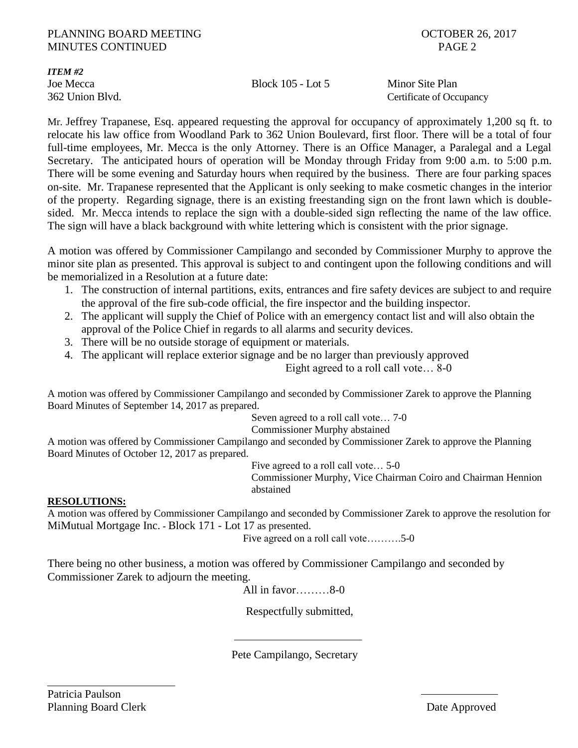***ITEM #2***

Joe Mecca — Block 105 - Lot 5 — Minor Site Plan
362 Union Blvd. — Certificate of Occupancy

Mr. Jeffrey Trapanese, Esq. appeared requesting the approval for occupancy of approximately 1,200 sq ft. to relocate his law office from Woodland Park to 362 Union Boulevard, first floor. There will be a total of four full-time employees, Mr. Mecca is the only Attorney. There is an Office Manager, a Paralegal and a Legal Secretary. The anticipated hours of operation will be Monday through Friday from 9:00 a.m. to 5:00 p.m. There will be some evening and Saturday hours when required by the business. There are four parking spaces on-site. Mr. Trapanese represented that the Applicant is only seeking to make cosmetic changes in the interior of the property. Regarding signage, there is an existing freestanding sign on the front lawn which is double-sided. Mr. Mecca intends to replace the sign with a double-sided sign reflecting the name of the law office. The sign will have a black background with white lettering which is consistent with the prior signage.

A motion was offered by Commissioner Campilango and seconded by Commissioner Murphy to approve the minor site plan as presented. This approval is subject to and contingent upon the following conditions and will be memorialized in a Resolution at a future date:

1. The construction of internal partitions, exits, entrances and fire safety devices are subject to and require the approval of the fire sub-code official, the fire inspector and the building inspector.
2. The applicant will supply the Chief of Police with an emergency contact list and will also obtain the approval of the Police Chief in regards to all alarms and security devices.
3. There will be no outside storage of equipment or materials.
4. The applicant will replace exterior signage and be no larger than previously approved

Eight agreed to a roll call vote… 8-0

A motion was offered by Commissioner Campilango and seconded by Commissioner Zarek to approve the Planning Board Minutes of September 14, 2017 as prepared.

Seven agreed to a roll call vote… 7-0
Commissioner Murphy abstained

A motion was offered by Commissioner Campilango and seconded by Commissioner Zarek to approve the Planning Board Minutes of October 12, 2017 as prepared.

Five agreed to a roll call vote… 5-0
Commissioner Murphy, Vice Chairman Coiro and Chairman Hennion abstained

**RESOLUTIONS:**

A motion was offered by Commissioner Campilango and seconded by Commissioner Zarek to approve the resolution for MiMutual Mortgage Inc. - Block 171 - Lot 17 as presented.

Five agreed on a roll call vote……….5-0

There being no other business, a motion was offered by Commissioner Campilango and seconded by Commissioner Zarek to adjourn the meeting.

All in favor………8-0

Respectfully submitted,

\_\_\_\_\_\_\_\_\_\_\_\_\_\_\_\_\_\_\_\_\_\_\_

Pete Campilango, Secretary

\_\_\_\_\_\_\_\_\_\_\_\_\_\_\_\_\_\_\_\_\_\_\_

Patricia Paulson
Planning Board Clerk

\_\_\_\_\_\_\_\_\_\_\_\_\_\_

Date Approved